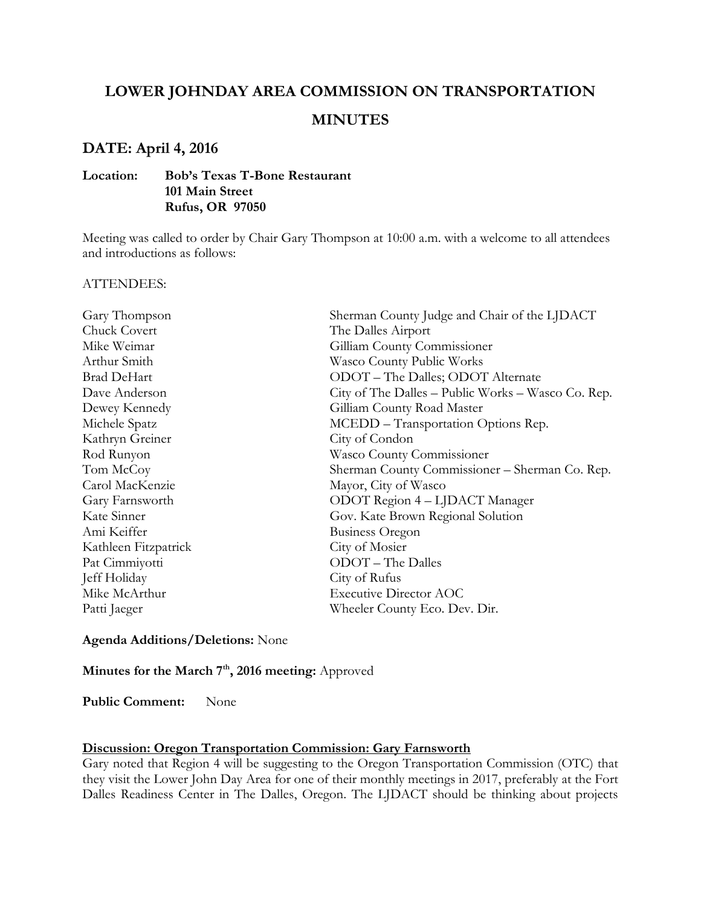# LOWER JOHNDAY AREA COMMISSION ON TRANSPORTATION

# MINUTES

## DATE: April 4, 2016

**Location:** **Bob's Texas T-Bone Restaurant**
**101 Main Street**
**Rufus, OR 97050**

Meeting was called to order by Chair Gary Thompson at 10:00 a.m. with a welcome to all attendees and introductions as follows:

ATTENDEES:

| | |
|---|---|
| Gary Thompson | Sherman County Judge and Chair of the LJDACT |
| Chuck Covert | The Dalles Airport |
| Mike Weimar | Gilliam County Commissioner |
| Arthur Smith | Wasco County Public Works |
| Brad DeHart | ODOT – The Dalles; ODOT Alternate |
| Dave Anderson | City of The Dalles – Public Works – Wasco Co. Rep. |
| Dewey Kennedy | Gilliam County Road Master |
| Michele Spatz | MCEDD – Transportation Options Rep. |
| Kathryn Greiner | City of Condon |
| Rod Runyon | Wasco County Commissioner |
| Tom McCoy | Sherman County Commissioner – Sherman Co. Rep. |
| Carol MacKenzie | Mayor, City of Wasco |
| Gary Farnsworth | ODOT Region 4 – LJDACT Manager |
| Kate Sinner | Gov. Kate Brown Regional Solution |
| Ami Keiffer | Business Oregon |
| Kathleen Fitzpatrick | City of Mosier |
| Pat Cimmiyotti | ODOT – The Dalles |
| Jeff Holiday | City of Rufus |
| Mike McArthur | Executive Director AOC |
| Patti Jaeger | Wheeler County Eco. Dev. Dir. |

**Agenda Additions/Deletions:** None

**Minutes for the March 7th, 2016 meeting:** Approved

**Public Comment:** None

**Discussion: Oregon Transportation Commission: Gary Farnsworth**

Gary noted that Region 4 will be suggesting to the Oregon Transportation Commission (OTC) that they visit the Lower John Day Area for one of their monthly meetings in 2017, preferably at the Fort Dalles Readiness Center in The Dalles, Oregon. The LJDACT should be thinking about projects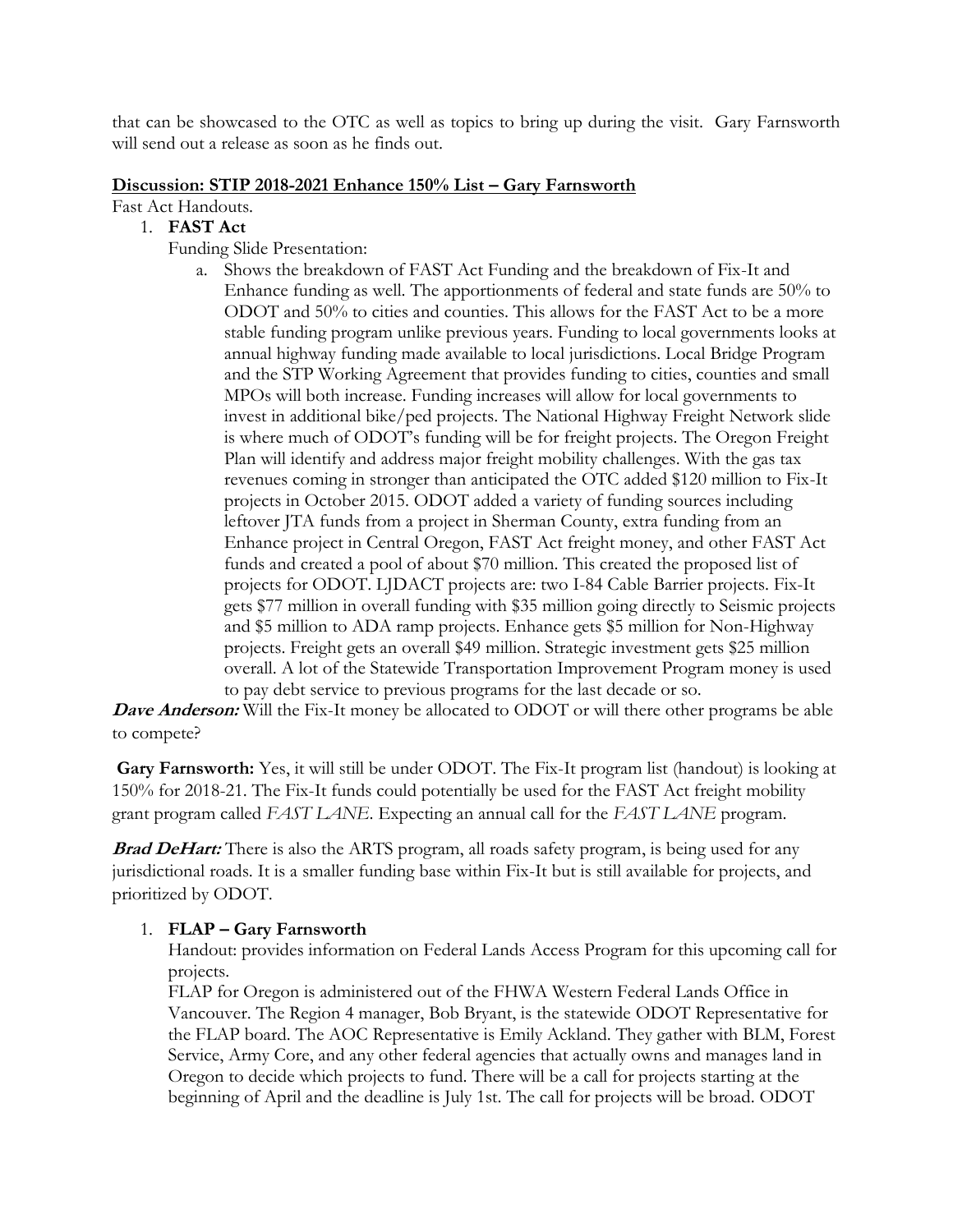that can be showcased to the OTC as well as topics to bring up during the visit. Gary Farnsworth will send out a release as soon as he finds out.

**<u>Discussion: STIP 2018-2021 Enhance 150% List – Gary Farnsworth</u>**

Fast Act Handouts.

1. **FAST Act**

   Funding Slide Presentation:

   a. Shows the breakdown of FAST Act Funding and the breakdown of Fix-It and Enhance funding as well. The apportionments of federal and state funds are 50% to ODOT and 50% to cities and counties. This allows for the FAST Act to be a more stable funding program unlike previous years. Funding to local governments looks at annual highway funding made available to local jurisdictions. Local Bridge Program and the STP Working Agreement that provides funding to cities, counties and small MPOs will both increase. Funding increases will allow for local governments to invest in additional bike/ped projects. The National Highway Freight Network slide is where much of ODOT's funding will be for freight projects. The Oregon Freight Plan will identify and address major freight mobility challenges. With the gas tax revenues coming in stronger than anticipated the OTC added $120 million to Fix-It projects in October 2015. ODOT added a variety of funding sources including leftover JTA funds from a project in Sherman County, extra funding from an Enhance project in Central Oregon, FAST Act freight money, and other FAST Act funds and created a pool of about $70 million. This created the proposed list of projects for ODOT. LJDACT projects are: two I-84 Cable Barrier projects. Fix-It gets $77 million in overall funding with $35 million going directly to Seismic projects and $5 million to ADA ramp projects. Enhance gets $5 million for Non-Highway projects. Freight gets an overall $49 million. Strategic investment gets $25 million overall. A lot of the Statewide Transportation Improvement Program money is used to pay debt service to previous programs for the last decade or so.

***Dave Anderson:*** Will the Fix-It money be allocated to ODOT or will there other programs be able to compete?

**Gary Farnsworth:** Yes, it will still be under ODOT. The Fix-It program list (handout) is looking at 150% for 2018-21. The Fix-It funds could potentially be used for the FAST Act freight mobility grant program called *FAST LANE*. Expecting an annual call for the *FAST LANE* program.

***Brad DeHart:*** There is also the ARTS program, all roads safety program, is being used for any jurisdictional roads. It is a smaller funding base within Fix-It but is still available for projects, and prioritized by ODOT.

1. **FLAP – Gary Farnsworth**

   Handout: provides information on Federal Lands Access Program for this upcoming call for projects.

   FLAP for Oregon is administered out of the FHWA Western Federal Lands Office in Vancouver. The Region 4 manager, Bob Bryant, is the statewide ODOT Representative for the FLAP board. The AOC Representative is Emily Ackland. They gather with BLM, Forest Service, Army Core, and any other federal agencies that actually owns and manages land in Oregon to decide which projects to fund. There will be a call for projects starting at the beginning of April and the deadline is July 1st. The call for projects will be broad. ODOT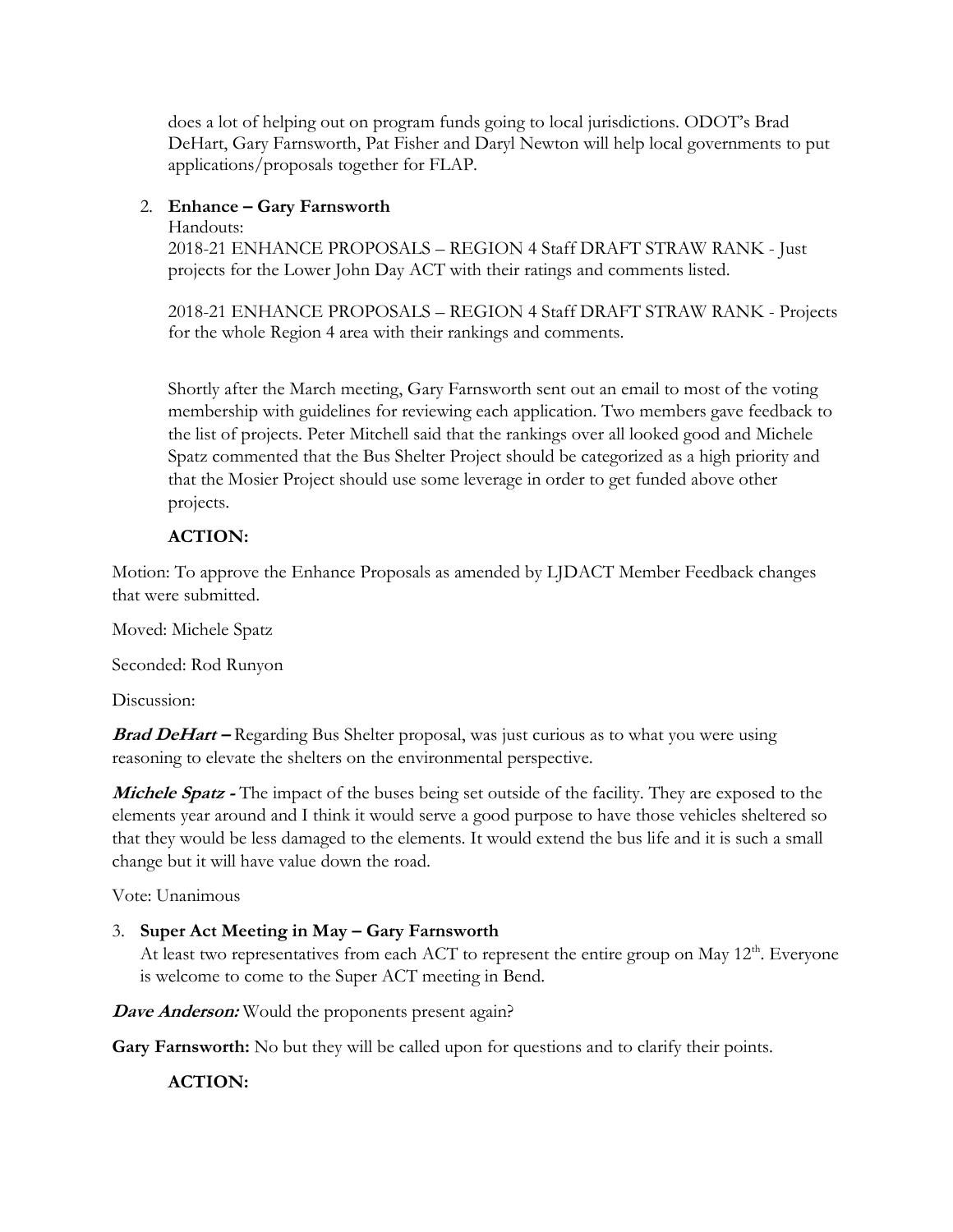does a lot of helping out on program funds going to local jurisdictions. ODOT's Brad DeHart, Gary Farnsworth, Pat Fisher and Daryl Newton will help local governments to put applications/proposals together for FLAP.

2. **Enhance – Gary Farnsworth**

   Handouts:

   2018-21 ENHANCE PROPOSALS – REGION 4 Staff DRAFT STRAW RANK - Just projects for the Lower John Day ACT with their ratings and comments listed.

   2018-21 ENHANCE PROPOSALS – REGION 4 Staff DRAFT STRAW RANK - Projects for the whole Region 4 area with their rankings and comments.

   Shortly after the March meeting, Gary Farnsworth sent out an email to most of the voting membership with guidelines for reviewing each application. Two members gave feedback to the list of projects. Peter Mitchell said that the rankings over all looked good and Michele Spatz commented that the Bus Shelter Project should be categorized as a high priority and that the Mosier Project should use some leverage in order to get funded above other projects.

   **ACTION:**

Motion: To approve the Enhance Proposals as amended by LJDACT Member Feedback changes that were submitted.

Moved: Michele Spatz

Seconded: Rod Runyon

Discussion:

***Brad DeHart –*** Regarding Bus Shelter proposal, was just curious as to what you were using reasoning to elevate the shelters on the environmental perspective.

***Michele Spatz -*** The impact of the buses being set outside of the facility. They are exposed to the elements year around and I think it would serve a good purpose to have those vehicles sheltered so that they would be less damaged to the elements. It would extend the bus life and it is such a small change but it will have value down the road.

Vote: Unanimous

3. **Super Act Meeting in May – Gary Farnsworth**

   At least two representatives from each ACT to represent the entire group on May 12th. Everyone is welcome to come to the Super ACT meeting in Bend.

***Dave Anderson:*** Would the proponents present again?

**Gary Farnsworth:** No but they will be called upon for questions and to clarify their points.

   **ACTION:**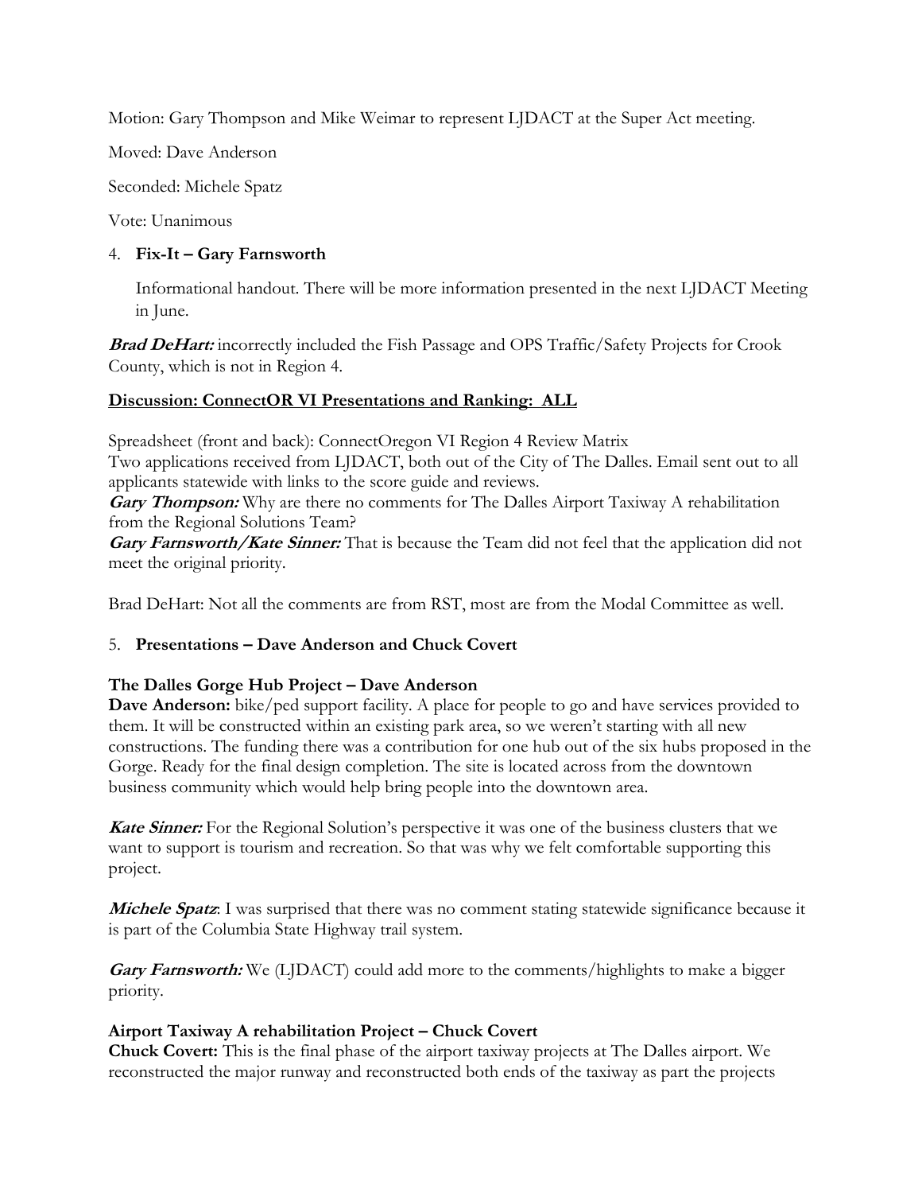Motion: Gary Thompson and Mike Weimar to represent LJDACT at the Super Act meeting.

Moved: Dave Anderson

Seconded: Michele Spatz

Vote: Unanimous

4. **Fix-It – Gary Farnsworth**

   Informational handout. There will be more information presented in the next LJDACT Meeting in June.

***Brad DeHart:*** incorrectly included the Fish Passage and OPS Traffic/Safety Projects for Crook County, which is not in Region 4.

**Discussion: ConnectOR VI Presentations and Ranking: ALL**

Spreadsheet (front and back): ConnectOregon VI Region 4 Review Matrix
Two applications received from LJDACT, both out of the City of The Dalles. Email sent out to all applicants statewide with links to the score guide and reviews.
***Gary Thompson:*** Why are there no comments for The Dalles Airport Taxiway A rehabilitation from the Regional Solutions Team?
***Gary Farnsworth/Kate Sinner:*** That is because the Team did not feel that the application did not meet the original priority.

Brad DeHart: Not all the comments are from RST, most are from the Modal Committee as well.

5. **Presentations – Dave Anderson and Chuck Covert**

**The Dalles Gorge Hub Project – Dave Anderson**
**Dave Anderson:** bike/ped support facility. A place for people to go and have services provided to them. It will be constructed within an existing park area, so we weren't starting with all new constructions. The funding there was a contribution for one hub out of the six hubs proposed in the Gorge. Ready for the final design completion. The site is located across from the downtown business community which would help bring people into the downtown area.

***Kate Sinner:*** For the Regional Solution's perspective it was one of the business clusters that we want to support is tourism and recreation. So that was why we felt comfortable supporting this project.

***Michele Spatz***: I was surprised that there was no comment stating statewide significance because it is part of the Columbia State Highway trail system.

***Gary Farnsworth:*** We (LJDACT) could add more to the comments/highlights to make a bigger priority.

**Airport Taxiway A rehabilitation Project – Chuck Covert**
**Chuck Covert:** This is the final phase of the airport taxiway projects at The Dalles airport. We reconstructed the major runway and reconstructed both ends of the taxiway as part the projects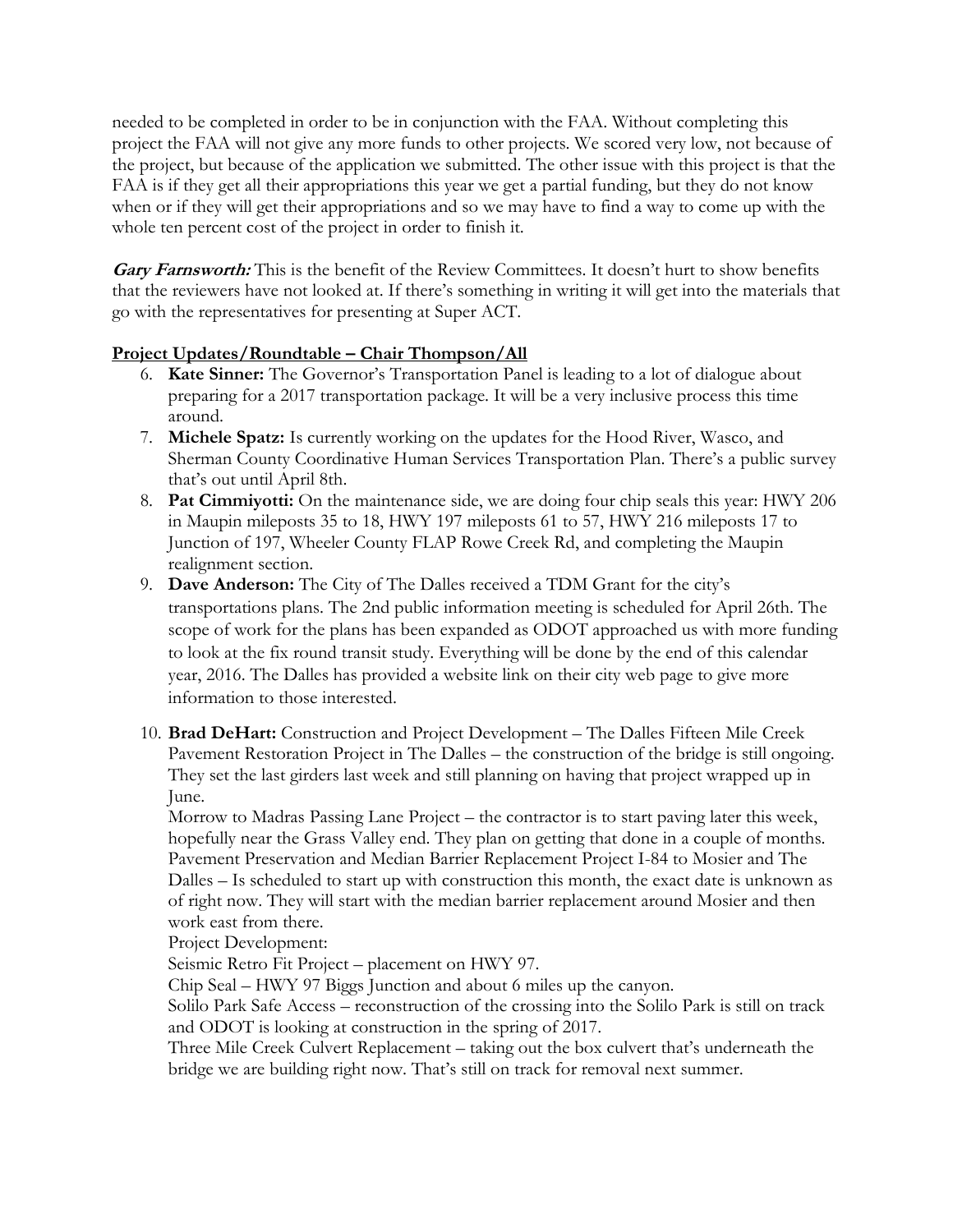needed to be completed in order to be in conjunction with the FAA. Without completing this project the FAA will not give any more funds to other projects. We scored very low, not because of the project, but because of the application we submitted. The other issue with this project is that the FAA is if they get all their appropriations this year we get a partial funding, but they do not know when or if they will get their appropriations and so we may have to find a way to come up with the whole ten percent cost of the project in order to finish it.

***Gary Farnsworth:*** This is the benefit of the Review Committees. It doesn't hurt to show benefits that the reviewers have not looked at. If there's something in writing it will get into the materials that go with the representatives for presenting at Super ACT.

**Project Updates/Roundtable – Chair Thompson/All**

6. **Kate Sinner:** The Governor's Transportation Panel is leading to a lot of dialogue about preparing for a 2017 transportation package. It will be a very inclusive process this time around.
7. **Michele Spatz:** Is currently working on the updates for the Hood River, Wasco, and Sherman County Coordinative Human Services Transportation Plan. There's a public survey that's out until April 8th.
8. **Pat Cimmiyotti:** On the maintenance side, we are doing four chip seals this year: HWY 206 in Maupin mileposts 35 to 18, HWY 197 mileposts 61 to 57, HWY 216 mileposts 17 to Junction of 197, Wheeler County FLAP Rowe Creek Rd, and completing the Maupin realignment section.
9. **Dave Anderson:** The City of The Dalles received a TDM Grant for the city's transportations plans. The 2nd public information meeting is scheduled for April 26th. The scope of work for the plans has been expanded as ODOT approached us with more funding to look at the fix round transit study. Everything will be done by the end of this calendar year, 2016. The Dalles has provided a website link on their city web page to give more information to those interested.
10. **Brad DeHart:** Construction and Project Development – The Dalles Fifteen Mile Creek Pavement Restoration Project in The Dalles – the construction of the bridge is still ongoing. They set the last girders last week and still planning on having that project wrapped up in June.
    Morrow to Madras Passing Lane Project – the contractor is to start paving later this week, hopefully near the Grass Valley end. They plan on getting that done in a couple of months.
    Pavement Preservation and Median Barrier Replacement Project I-84 to Mosier and The Dalles – Is scheduled to start up with construction this month, the exact date is unknown as of right now. They will start with the median barrier replacement around Mosier and then work east from there.
    Project Development:
    Seismic Retro Fit Project – placement on HWY 97.
    Chip Seal – HWY 97 Biggs Junction and about 6 miles up the canyon.
    Solilo Park Safe Access – reconstruction of the crossing into the Solilo Park is still on track and ODOT is looking at construction in the spring of 2017.
    Three Mile Creek Culvert Replacement – taking out the box culvert that's underneath the bridge we are building right now. That's still on track for removal next summer.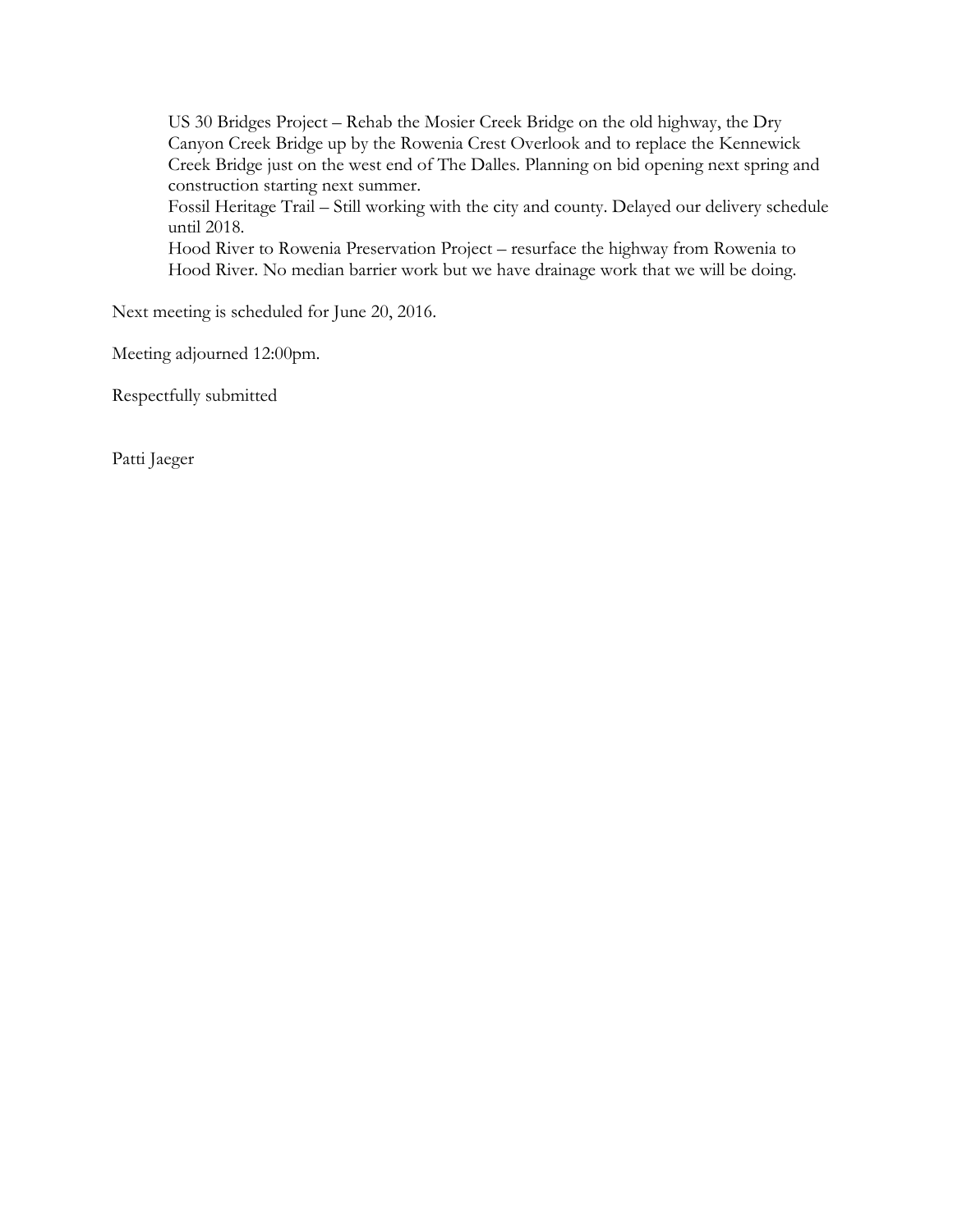US 30 Bridges Project – Rehab the Mosier Creek Bridge on the old highway, the Dry Canyon Creek Bridge up by the Rowenia Crest Overlook and to replace the Kennewick Creek Bridge just on the west end of The Dalles. Planning on bid opening next spring and construction starting next summer.

Fossil Heritage Trail – Still working with the city and county. Delayed our delivery schedule until 2018.

Hood River to Rowenia Preservation Project – resurface the highway from Rowenia to Hood River. No median barrier work but we have drainage work that we will be doing.

Next meeting is scheduled for June 20, 2016.

Meeting adjourned 12:00pm.

Respectfully submitted

Patti Jaeger